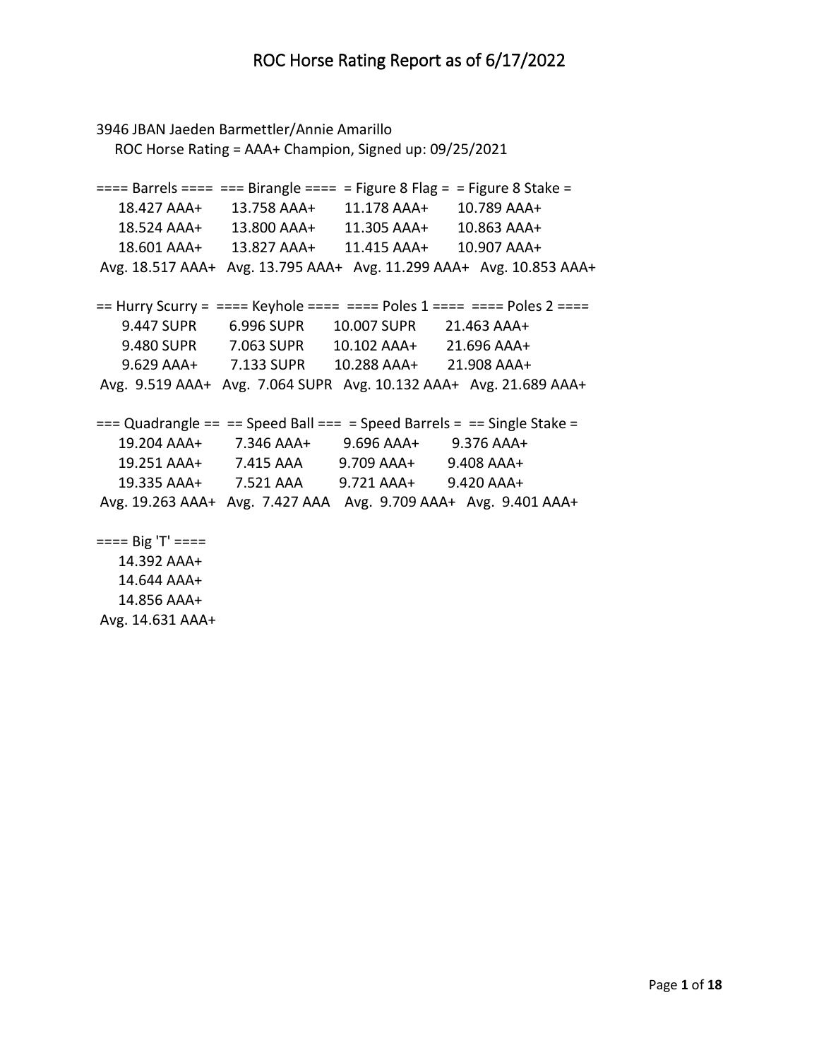# ROC Horse Rating Report as of 6/17/2022

3946 JBAN Jaeden Barmettler/Annie Amarillo

ROC Horse Rating = AAA+ Champion, Signed up: 09/25/2021

| ==== Barrels ==== | === Birangle ==== | = Figure 8 Flag = | = Figure 8 Stake = |
|---|---|---|---|
| 18.427 AAA+ | 13.758 AAA+ | 11.178 AAA+ | 10.789 AAA+ |
| 18.524 AAA+ | 13.800 AAA+ | 11.305 AAA+ | 10.863 AAA+ |
| 18.601 AAA+ | 13.827 AAA+ | 11.415 AAA+ | 10.907 AAA+ |
| Avg. 18.517 AAA+ | Avg. 13.795 AAA+ | Avg. 11.299 AAA+ | Avg. 10.853 AAA+ |

| == Hurry Scurry = | ==== Keyhole ==== | ==== Poles 1 ==== | ==== Poles 2 ==== |
|---|---|---|---|
| 9.447 SUPR | 6.996 SUPR | 10.007 SUPR | 21.463 AAA+ |
| 9.480 SUPR | 7.063 SUPR | 10.102 AAA+ | 21.696 AAA+ |
| 9.629 AAA+ | 7.133 SUPR | 10.288 AAA+ | 21.908 AAA+ |
| Avg. 9.519 AAA+ | Avg. 7.064 SUPR | Avg. 10.132 AAA+ | Avg. 21.689 AAA+ |

| === Quadrangle == | == Speed Ball === | = Speed Barrels = | == Single Stake = |
|---|---|---|---|
| 19.204 AAA+ | 7.346 AAA+ | 9.696 AAA+ | 9.376 AAA+ |
| 19.251 AAA+ | 7.415 AAA | 9.709 AAA+ | 9.408 AAA+ |
| 19.335 AAA+ | 7.521 AAA | 9.721 AAA+ | 9.420 AAA+ |
| Avg. 19.263 AAA+ | Avg. 7.427 AAA | Avg. 9.709 AAA+ | Avg. 9.401 AAA+ |

| ==== Big 'T' ==== |
|---|
| 14.392 AAA+ |
| 14.644 AAA+ |
| 14.856 AAA+ |
| Avg. 14.631 AAA+ |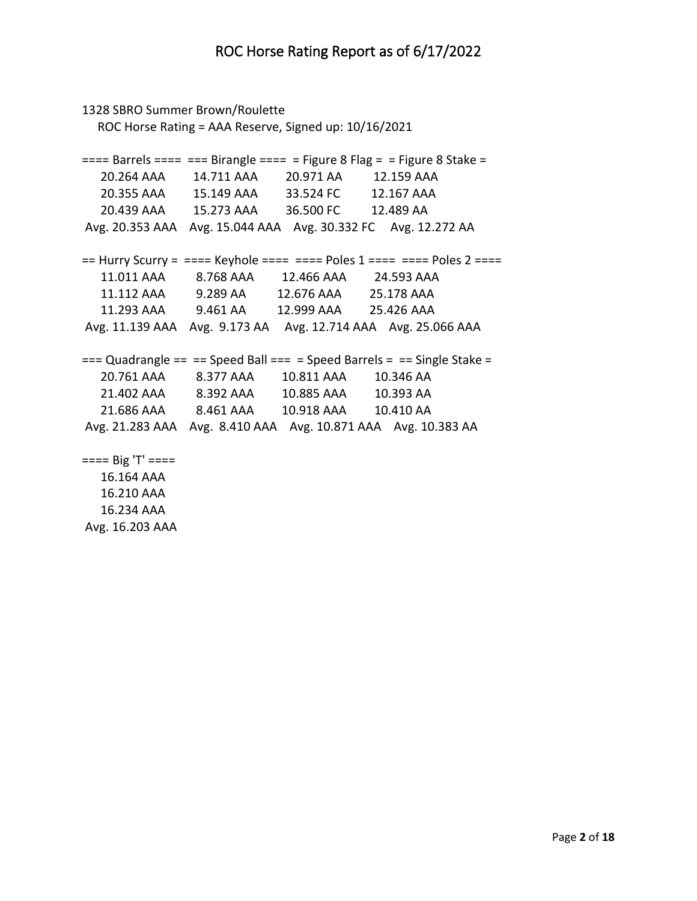# ROC Horse Rating Report as of 6/17/2022

1328 SBRO Summer Brown/Roulette

ROC Horse Rating = AAA Reserve, Signed up: 10/16/2021

| ==== Barrels ==== | === Birangle ==== | = Figure 8 Flag = | = Figure 8 Stake = |
|---|---|---|---|
| 20.264 AAA | 14.711 AAA | 20.971 AA | 12.159 AAA |
| 20.355 AAA | 15.149 AAA | 33.524 FC | 12.167 AAA |
| 20.439 AAA | 15.273 AAA | 36.500 FC | 12.489 AA |
| Avg. 20.353 AAA | Avg. 15.044 AAA | Avg. 30.332 FC | Avg. 12.272 AA |

| == Hurry Scurry = | ==== Keyhole ==== | ==== Poles 1 ==== | ==== Poles 2 ==== |
|---|---|---|---|
| 11.011 AAA | 8.768 AAA | 12.466 AAA | 24.593 AAA |
| 11.112 AAA | 9.289 AA | 12.676 AAA | 25.178 AAA |
| 11.293 AAA | 9.461 AA | 12.999 AAA | 25.426 AAA |
| Avg. 11.139 AAA | Avg. 9.173 AA | Avg. 12.714 AAA | Avg. 25.066 AAA |

| === Quadrangle == | == Speed Ball === | = Speed Barrels = | == Single Stake = |
|---|---|---|---|
| 20.761 AAA | 8.377 AAA | 10.811 AAA | 10.346 AA |
| 21.402 AAA | 8.392 AAA | 10.885 AAA | 10.393 AA |
| 21.686 AAA | 8.461 AAA | 10.918 AAA | 10.410 AA |
| Avg. 21.283 AAA | Avg. 8.410 AAA | Avg. 10.871 AAA | Avg. 10.383 AA |

| ==== Big 'T' ==== |
|---|
| 16.164 AAA |
| 16.210 AAA |
| 16.234 AAA |
| Avg. 16.203 AAA |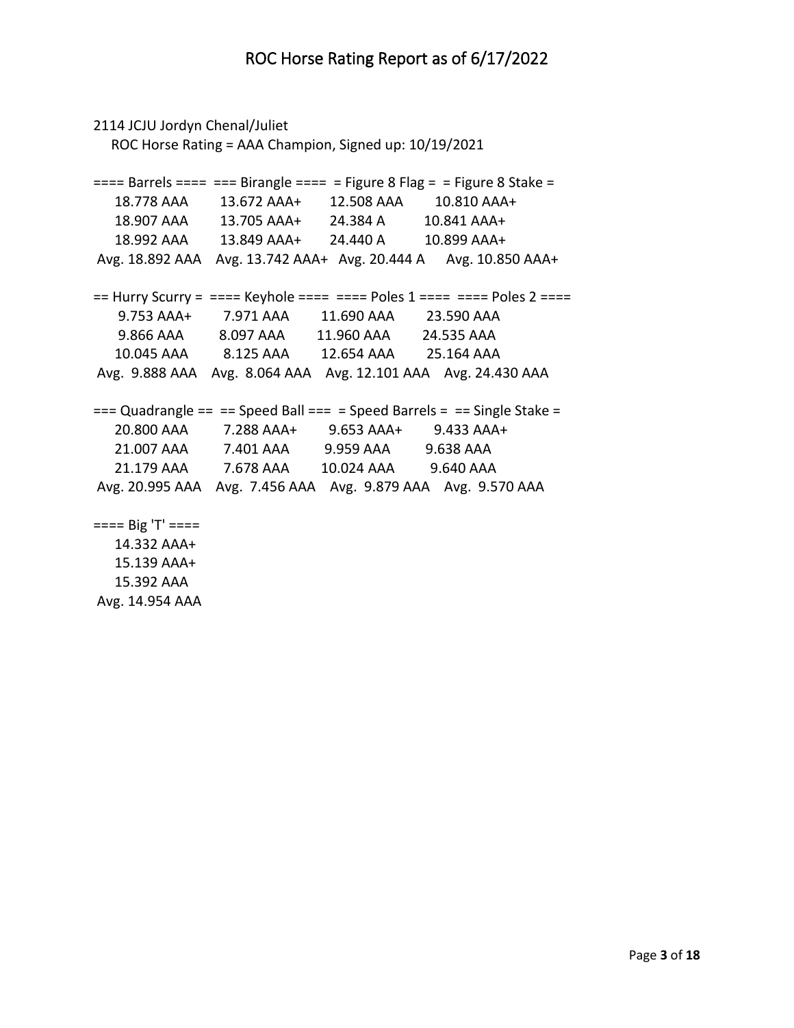2114 JCJU Jordyn Chenal/Juliet

ROC Horse Rating = AAA Champion, Signed up: 10/19/2021

| ==== Barrels ==== | === Birangle ==== | = Figure 8 Flag = | = Figure 8 Stake = |
| --- | --- | --- | --- |
| 18.778 AAA | 13.672 AAA+ | 12.508 AAA | 10.810 AAA+ |
| 18.907 AAA | 13.705 AAA+ | 24.384 A | 10.841 AAA+ |
| 18.992 AAA | 13.849 AAA+ | 24.440 A | 10.899 AAA+ |
| Avg. 18.892 AAA | Avg. 13.742 AAA+ | Avg. 20.444 A | Avg. 10.850 AAA+ |

| == Hurry Scurry = | ==== Keyhole ==== | ==== Poles 1 ==== | ==== Poles 2 ==== |
| --- | --- | --- | --- |
| 9.753 AAA+ | 7.971 AAA | 11.690 AAA | 23.590 AAA |
| 9.866 AAA | 8.097 AAA | 11.960 AAA | 24.535 AAA |
| 10.045 AAA | 8.125 AAA | 12.654 AAA | 25.164 AAA |
| Avg. 9.888 AAA | Avg. 8.064 AAA | Avg. 12.101 AAA | Avg. 24.430 AAA |

| === Quadrangle == | == Speed Ball === | = Speed Barrels = | == Single Stake = |
| --- | --- | --- | --- |
| 20.800 AAA | 7.288 AAA+ | 9.653 AAA+ | 9.433 AAA+ |
| 21.007 AAA | 7.401 AAA | 9.959 AAA | 9.638 AAA |
| 21.179 AAA | 7.678 AAA | 10.024 AAA | 9.640 AAA |
| Avg. 20.995 AAA | Avg. 7.456 AAA | Avg. 9.879 AAA | Avg. 9.570 AAA |

| ==== Big 'T' ==== |
| --- |
| 14.332 AAA+ |
| 15.139 AAA+ |
| 15.392 AAA |
| Avg. 14.954 AAA |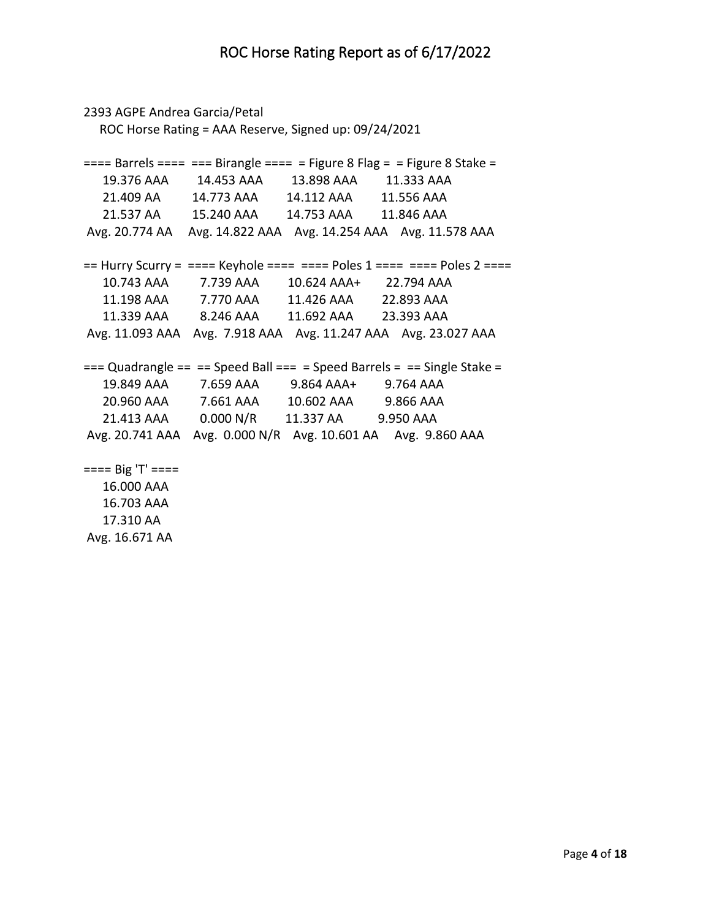2393 AGPE Andrea Garcia/Petal

ROC Horse Rating = AAA Reserve, Signed up: 09/24/2021

| ==== Barrels ==== | === Birangle ==== | = Figure 8 Flag = | = Figure 8 Stake = |
|---|---|---|---|
| 19.376 AAA | 14.453 AAA | 13.898 AAA | 11.333 AAA |
| 21.409 AA | 14.773 AAA | 14.112 AAA | 11.556 AAA |
| 21.537 AA | 15.240 AAA | 14.753 AAA | 11.846 AAA |
| Avg. 20.774 AA | Avg. 14.822 AAA | Avg. 14.254 AAA | Avg. 11.578 AAA |

| == Hurry Scurry = | ==== Keyhole ==== | ==== Poles 1 ==== | ==== Poles 2 ==== |
|---|---|---|---|
| 10.743 AAA | 7.739 AAA | 10.624 AAA+ | 22.794 AAA |
| 11.198 AAA | 7.770 AAA | 11.426 AAA | 22.893 AAA |
| 11.339 AAA | 8.246 AAA | 11.692 AAA | 23.393 AAA |
| Avg. 11.093 AAA | Avg. 7.918 AAA | Avg. 11.247 AAA | Avg. 23.027 AAA |

| === Quadrangle == | == Speed Ball === | = Speed Barrels = | == Single Stake = |
|---|---|---|---|
| 19.849 AAA | 7.659 AAA | 9.864 AAA+ | 9.764 AAA |
| 20.960 AAA | 7.661 AAA | 10.602 AAA | 9.866 AAA |
| 21.413 AAA | 0.000 N/R | 11.337 AA | 9.950 AAA |
| Avg. 20.741 AAA | Avg. 0.000 N/R | Avg. 10.601 AA | Avg. 9.860 AAA |

| ==== Big 'T' ==== |
|---|
| 16.000 AAA |
| 16.703 AAA |
| 17.310 AA |
| Avg. 16.671 AA |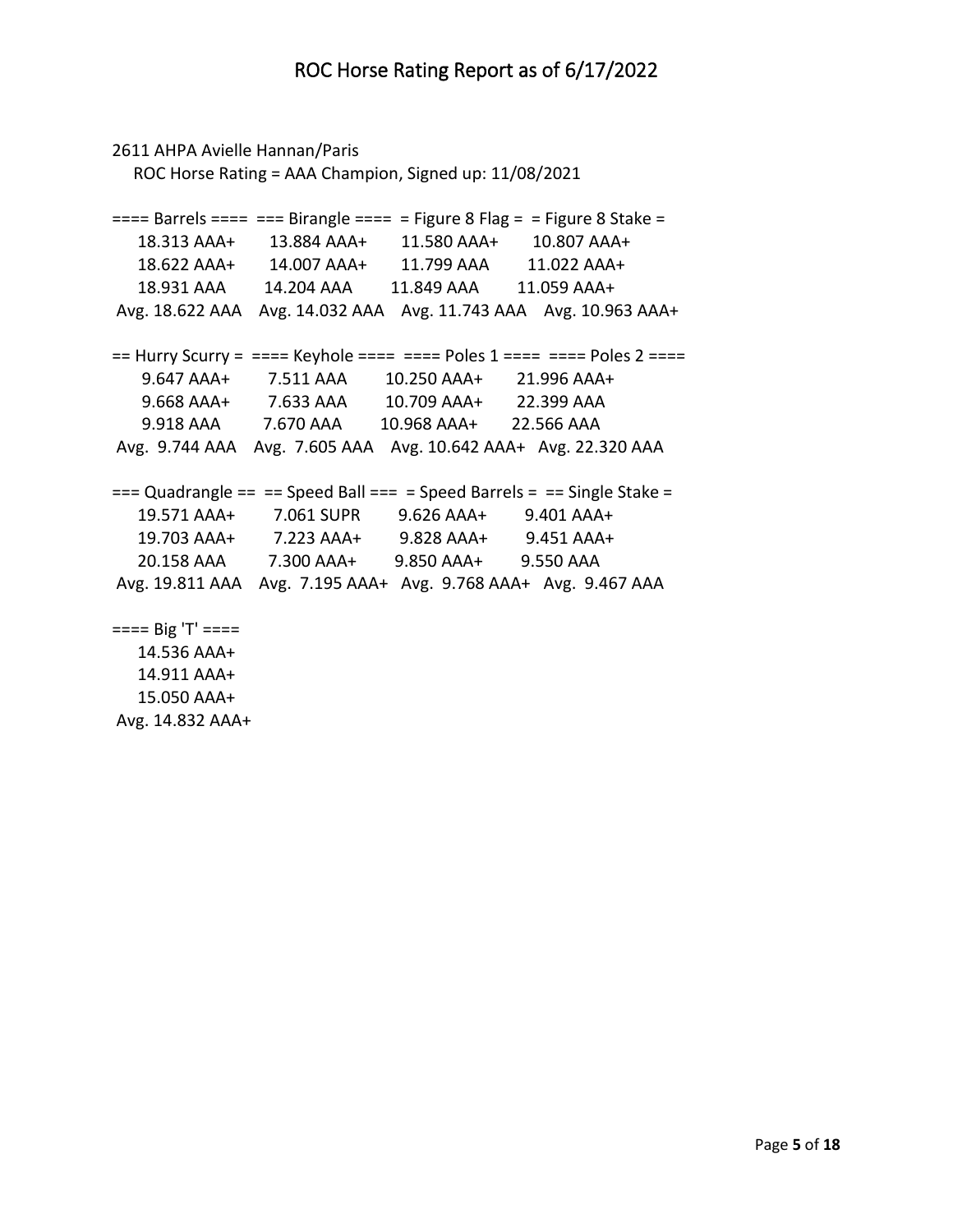2611 AHPA Avielle Hannan/Paris

ROC Horse Rating = AAA Champion, Signed up: 11/08/2021

| ==== Barrels ==== | === Birangle ==== | = Figure 8 Flag = | = Figure 8 Stake = |
|---|---|---|---|
| 18.313 AAA+ | 13.884 AAA+ | 11.580 AAA+ | 10.807 AAA+ |
| 18.622 AAA+ | 14.007 AAA+ | 11.799 AAA | 11.022 AAA+ |
| 18.931 AAA | 14.204 AAA | 11.849 AAA | 11.059 AAA+ |
| Avg. 18.622 AAA | Avg. 14.032 AAA | Avg. 11.743 AAA | Avg. 10.963 AAA+ |

| == Hurry Scurry = | ==== Keyhole ==== | ==== Poles 1 ==== | ==== Poles 2 ==== |
|---|---|---|---|
| 9.647 AAA+ | 7.511 AAA | 10.250 AAA+ | 21.996 AAA+ |
| 9.668 AAA+ | 7.633 AAA | 10.709 AAA+ | 22.399 AAA |
| 9.918 AAA | 7.670 AAA | 10.968 AAA+ | 22.566 AAA |
| Avg. 9.744 AAA | Avg. 7.605 AAA | Avg. 10.642 AAA+ | Avg. 22.320 AAA |

| === Quadrangle == | == Speed Ball === | = Speed Barrels = | == Single Stake = |
|---|---|---|---|
| 19.571 AAA+ | 7.061 SUPR | 9.626 AAA+ | 9.401 AAA+ |
| 19.703 AAA+ | 7.223 AAA+ | 9.828 AAA+ | 9.451 AAA+ |
| 20.158 AAA | 7.300 AAA+ | 9.850 AAA+ | 9.550 AAA |
| Avg. 19.811 AAA | Avg. 7.195 AAA+ | Avg. 9.768 AAA+ | Avg. 9.467 AAA |

| ==== Big 'T' ==== |
|---|
| 14.536 AAA+ |
| 14.911 AAA+ |
| 15.050 AAA+ |
| Avg. 14.832 AAA+ |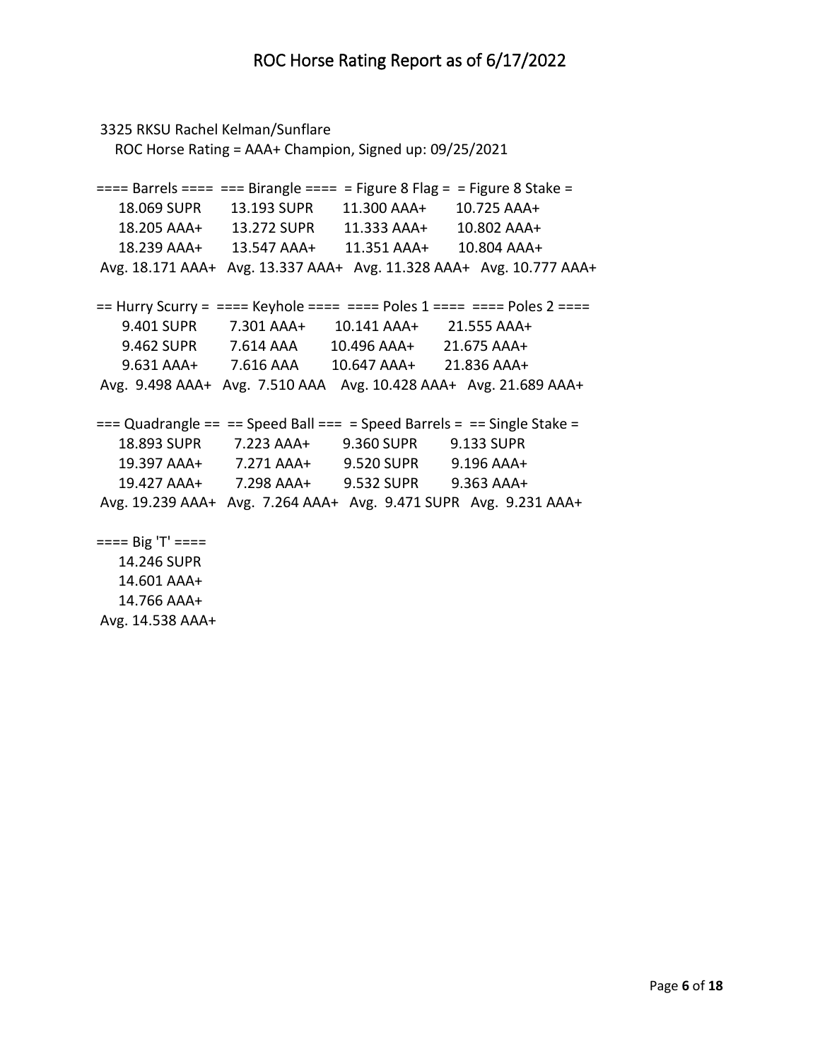# ROC Horse Rating Report as of 6/17/2022

3325 RKSU Rachel Kelman/Sunflare

ROC Horse Rating = AAA+ Champion, Signed up: 09/25/2021

| ==== Barrels ==== | === Birangle ==== | = Figure 8 Flag = | = Figure 8 Stake = |
|---|---|---|---|
| 18.069 SUPR | 13.193 SUPR | 11.300 AAA+ | 10.725 AAA+ |
| 18.205 AAA+ | 13.272 SUPR | 11.333 AAA+ | 10.802 AAA+ |
| 18.239 AAA+ | 13.547 AAA+ | 11.351 AAA+ | 10.804 AAA+ |
| Avg. 18.171 AAA+ | Avg. 13.337 AAA+ | Avg. 11.328 AAA+ | Avg. 10.777 AAA+ |

| == Hurry Scurry = | ==== Keyhole ==== | ==== Poles 1 ==== | ==== Poles 2 ==== |
|---|---|---|---|
| 9.401 SUPR | 7.301 AAA+ | 10.141 AAA+ | 21.555 AAA+ |
| 9.462 SUPR | 7.614 AAA | 10.496 AAA+ | 21.675 AAA+ |
| 9.631 AAA+ | 7.616 AAA | 10.647 AAA+ | 21.836 AAA+ |
| Avg. 9.498 AAA+ | Avg. 7.510 AAA | Avg. 10.428 AAA+ | Avg. 21.689 AAA+ |

| === Quadrangle == | == Speed Ball === | = Speed Barrels = | == Single Stake = |
|---|---|---|---|
| 18.893 SUPR | 7.223 AAA+ | 9.360 SUPR | 9.133 SUPR |
| 19.397 AAA+ | 7.271 AAA+ | 9.520 SUPR | 9.196 AAA+ |
| 19.427 AAA+ | 7.298 AAA+ | 9.532 SUPR | 9.363 AAA+ |
| Avg. 19.239 AAA+ | Avg. 7.264 AAA+ | Avg. 9.471 SUPR | Avg. 9.231 AAA+ |

| ==== Big 'T' ==== |
|---|
| 14.246 SUPR |
| 14.601 AAA+ |
| 14.766 AAA+ |
| Avg. 14.538 AAA+ |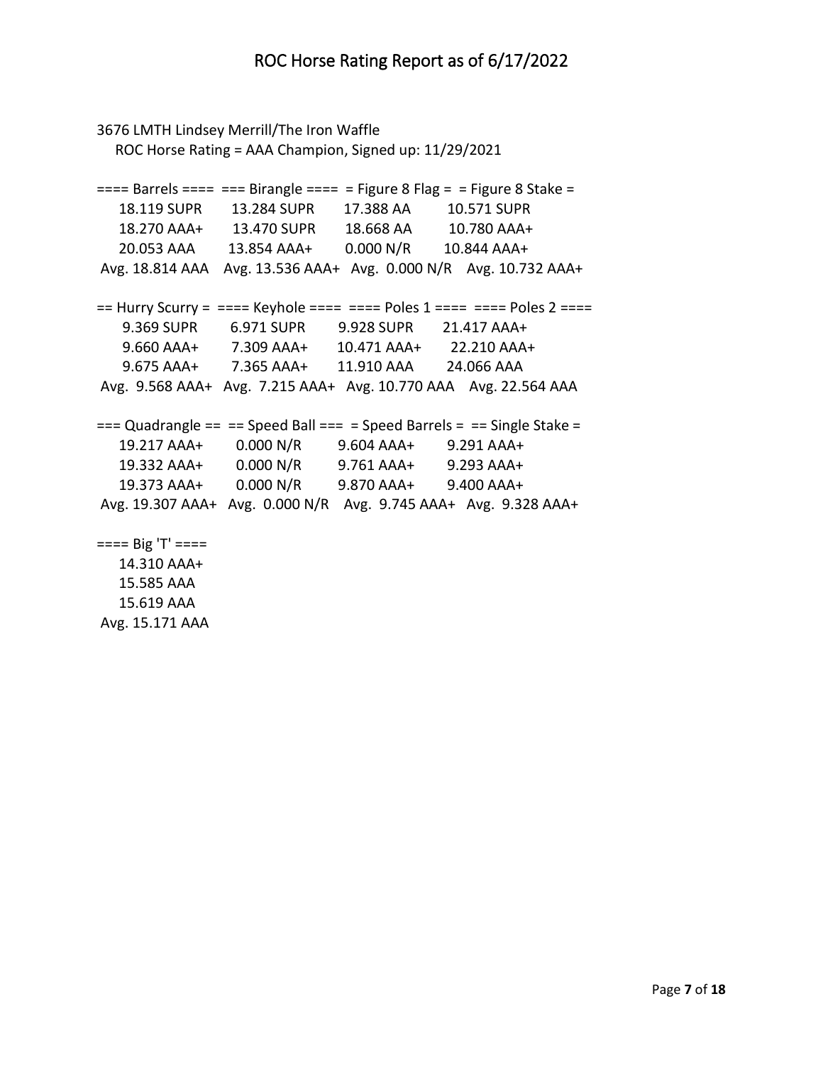3676 LMTH Lindsey Merrill/The Iron Waffle

ROC Horse Rating = AAA Champion, Signed up: 11/29/2021

| ==== Barrels ==== | === Birangle ==== | = Figure 8 Flag = | = Figure 8 Stake = |
|---|---|---|---|
| 18.119 SUPR | 13.284 SUPR | 17.388 AA | 10.571 SUPR |
| 18.270 AAA+ | 13.470 SUPR | 18.668 AA | 10.780 AAA+ |
| 20.053 AAA | 13.854 AAA+ | 0.000 N/R | 10.844 AAA+ |
| Avg. 18.814 AAA | Avg. 13.536 AAA+ | Avg. 0.000 N/R | Avg. 10.732 AAA+ |

| == Hurry Scurry = | ==== Keyhole ==== | ==== Poles 1 ==== | ==== Poles 2 ==== |
|---|---|---|---|
| 9.369 SUPR | 6.971 SUPR | 9.928 SUPR | 21.417 AAA+ |
| 9.660 AAA+ | 7.309 AAA+ | 10.471 AAA+ | 22.210 AAA+ |
| 9.675 AAA+ | 7.365 AAA+ | 11.910 AAA | 24.066 AAA |
| Avg. 9.568 AAA+ | Avg. 7.215 AAA+ | Avg. 10.770 AAA | Avg. 22.564 AAA |

| === Quadrangle == | == Speed Ball === | = Speed Barrels = | == Single Stake = |
|---|---|---|---|
| 19.217 AAA+ | 0.000 N/R | 9.604 AAA+ | 9.291 AAA+ |
| 19.332 AAA+ | 0.000 N/R | 9.761 AAA+ | 9.293 AAA+ |
| 19.373 AAA+ | 0.000 N/R | 9.870 AAA+ | 9.400 AAA+ |
| Avg. 19.307 AAA+ | Avg. 0.000 N/R | Avg. 9.745 AAA+ | Avg. 9.328 AAA+ |

| ==== Big 'T' ==== |
|---|
| 14.310 AAA+ |
| 15.585 AAA |
| 15.619 AAA |
| Avg. 15.171 AAA |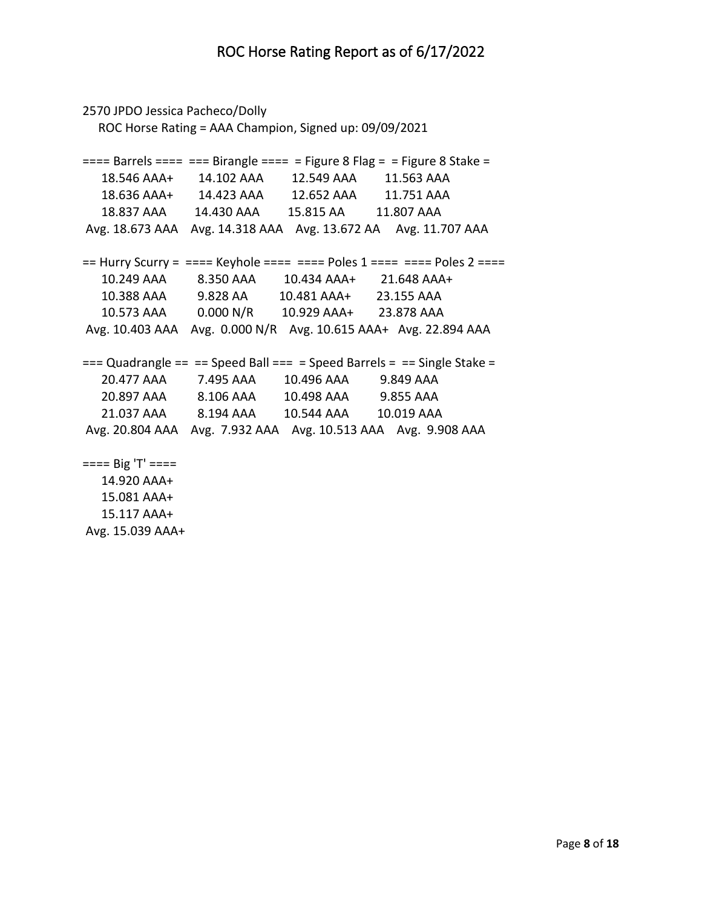2570 JPDO Jessica Pacheco/Dolly

ROC Horse Rating = AAA Champion, Signed up: 09/09/2021

| ==== Barrels ==== | === Birangle ==== | = Figure 8 Flag = | = Figure 8 Stake = |
|---|---|---|---|
| 18.546 AAA+ | 14.102 AAA | 12.549 AAA | 11.563 AAA |
| 18.636 AAA+ | 14.423 AAA | 12.652 AAA | 11.751 AAA |
| 18.837 AAA | 14.430 AAA | 15.815 AA | 11.807 AAA |
| Avg. 18.673 AAA | Avg. 14.318 AAA | Avg. 13.672 AA | Avg. 11.707 AAA |

| == Hurry Scurry = | ==== Keyhole ==== | ==== Poles 1 ==== | ==== Poles 2 ==== |
|---|---|---|---|
| 10.249 AAA | 8.350 AAA | 10.434 AAA+ | 21.648 AAA+ |
| 10.388 AAA | 9.828 AA | 10.481 AAA+ | 23.155 AAA |
| 10.573 AAA | 0.000 N/R | 10.929 AAA+ | 23.878 AAA |
| Avg. 10.403 AAA | Avg. 0.000 N/R | Avg. 10.615 AAA+ | Avg. 22.894 AAA |

| === Quadrangle == | == Speed Ball === | = Speed Barrels = | == Single Stake = |
|---|---|---|---|
| 20.477 AAA | 7.495 AAA | 10.496 AAA | 9.849 AAA |
| 20.897 AAA | 8.106 AAA | 10.498 AAA | 9.855 AAA |
| 21.037 AAA | 8.194 AAA | 10.544 AAA | 10.019 AAA |
| Avg. 20.804 AAA | Avg. 7.932 AAA | Avg. 10.513 AAA | Avg. 9.908 AAA |

| ==== Big 'T' ==== |
|---|
| 14.920 AAA+ |
| 15.081 AAA+ |
| 15.117 AAA+ |
| Avg. 15.039 AAA+ |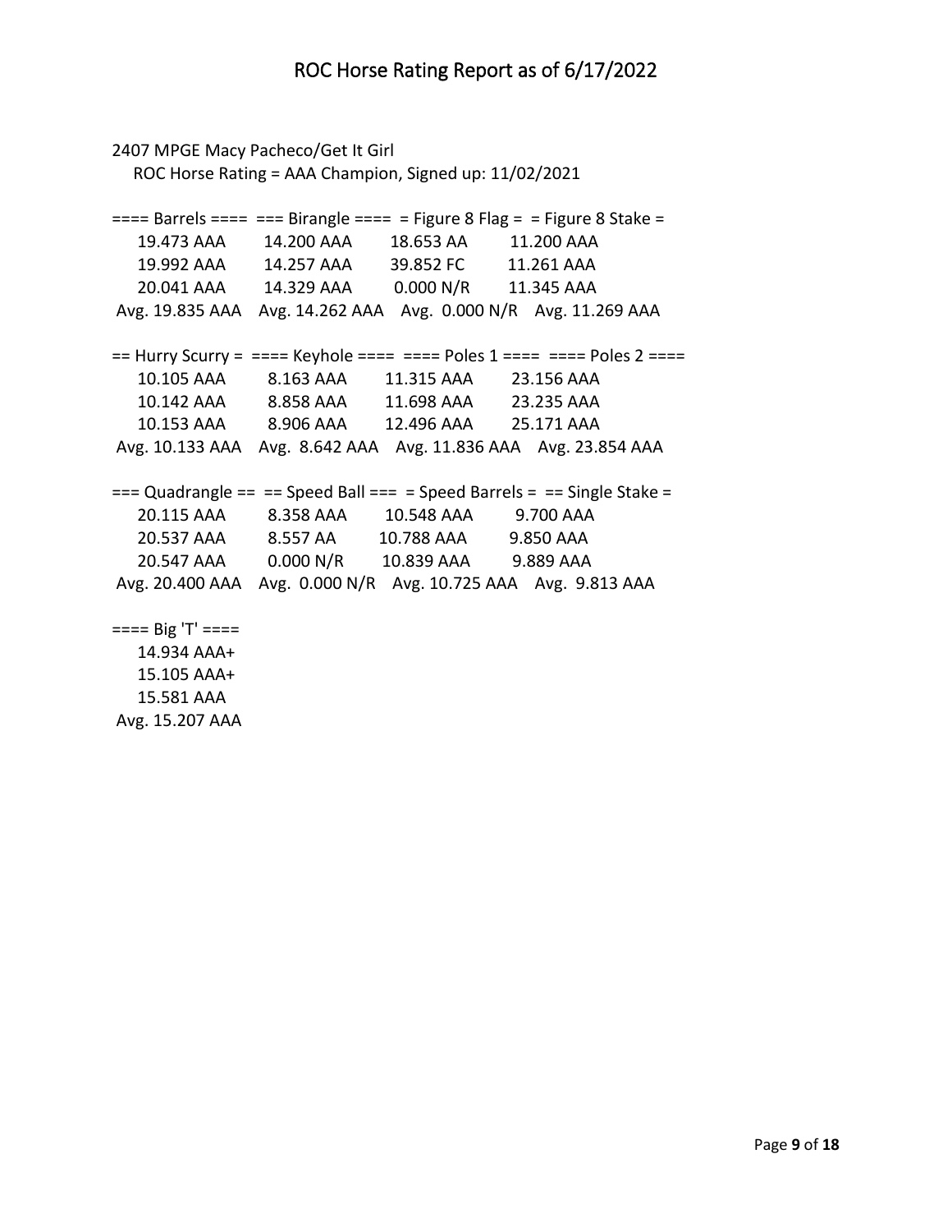2407 MPGE Macy Pacheco/Get It Girl

ROC Horse Rating = AAA Champion, Signed up: 11/02/2021

| Barrels | Birangle | Figure 8 Flag | Figure 8 Stake |
|---|---|---|---|
| 19.473 AAA | 14.200 AAA | 18.653 AA | 11.200 AAA |
| 19.992 AAA | 14.257 AAA | 39.852 FC | 11.261 AAA |
| 20.041 AAA | 14.329 AAA | 0.000 N/R | 11.345 AAA |
| Avg. 19.835 AAA | Avg. 14.262 AAA | Avg. 0.000 N/R | Avg. 11.269 AAA |

| Hurry Scurry | Keyhole | Poles 1 | Poles 2 |
|---|---|---|---|
| 10.105 AAA | 8.163 AAA | 11.315 AAA | 23.156 AAA |
| 10.142 AAA | 8.858 AAA | 11.698 AAA | 23.235 AAA |
| 10.153 AAA | 8.906 AAA | 12.496 AAA | 25.171 AAA |
| Avg. 10.133 AAA | Avg. 8.642 AAA | Avg. 11.836 AAA | Avg. 23.854 AAA |

| Quadrangle | Speed Ball | Speed Barrels | Single Stake |
|---|---|---|---|
| 20.115 AAA | 8.358 AAA | 10.548 AAA | 9.700 AAA |
| 20.537 AAA | 8.557 AA | 10.788 AAA | 9.850 AAA |
| 20.547 AAA | 0.000 N/R | 10.839 AAA | 9.889 AAA |
| Avg. 20.400 AAA | Avg. 0.000 N/R | Avg. 10.725 AAA | Avg. 9.813 AAA |

| Big 'T' |
|---|
| 14.934 AAA+ |
| 15.105 AAA+ |
| 15.581 AAA |
| Avg. 15.207 AAA |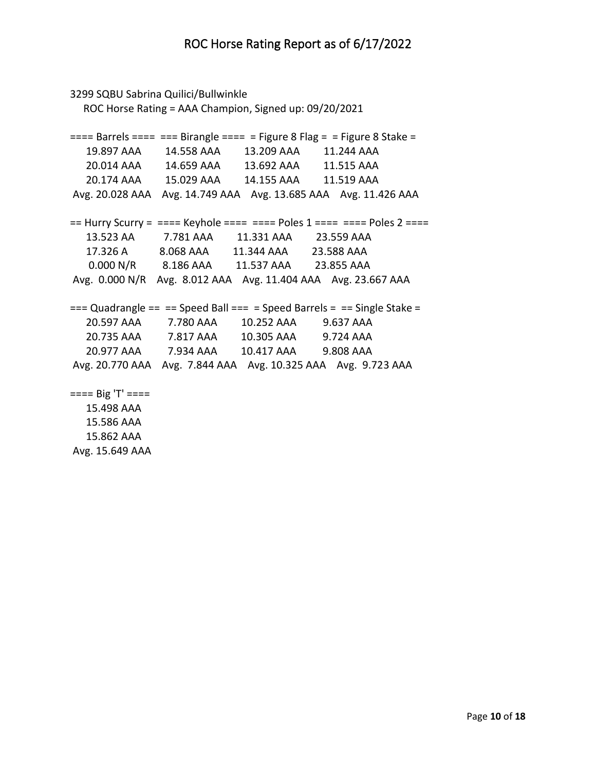3299 SQBU Sabrina Quilici/Bullwinkle

ROC Horse Rating = AAA Champion, Signed up: 09/20/2021

| ==== Barrels ==== | === Birangle ==== | = Figure 8 Flag = | = Figure 8 Stake = |
|---|---|---|---|
| 19.897 AAA | 14.558 AAA | 13.209 AAA | 11.244 AAA |
| 20.014 AAA | 14.659 AAA | 13.692 AAA | 11.515 AAA |
| 20.174 AAA | 15.029 AAA | 14.155 AAA | 11.519 AAA |
| Avg. 20.028 AAA | Avg. 14.749 AAA | Avg. 13.685 AAA | Avg. 11.426 AAA |

| == Hurry Scurry = | ==== Keyhole ==== | ==== Poles 1 ==== | ==== Poles 2 ==== |
|---|---|---|---|
| 13.523 AA | 7.781 AAA | 11.331 AAA | 23.559 AAA |
| 17.326 A | 8.068 AAA | 11.344 AAA | 23.588 AAA |
| 0.000 N/R | 8.186 AAA | 11.537 AAA | 23.855 AAA |
| Avg. 0.000 N/R | Avg. 8.012 AAA | Avg. 11.404 AAA | Avg. 23.667 AAA |

| === Quadrangle == | == Speed Ball === | = Speed Barrels = | == Single Stake = |
|---|---|---|---|
| 20.597 AAA | 7.780 AAA | 10.252 AAA | 9.637 AAA |
| 20.735 AAA | 7.817 AAA | 10.305 AAA | 9.724 AAA |
| 20.977 AAA | 7.934 AAA | 10.417 AAA | 9.808 AAA |
| Avg. 20.770 AAA | Avg. 7.844 AAA | Avg. 10.325 AAA | Avg. 9.723 AAA |

| ==== Big 'T' ==== |
|---|
| 15.498 AAA |
| 15.586 AAA |
| 15.862 AAA |
| Avg. 15.649 AAA |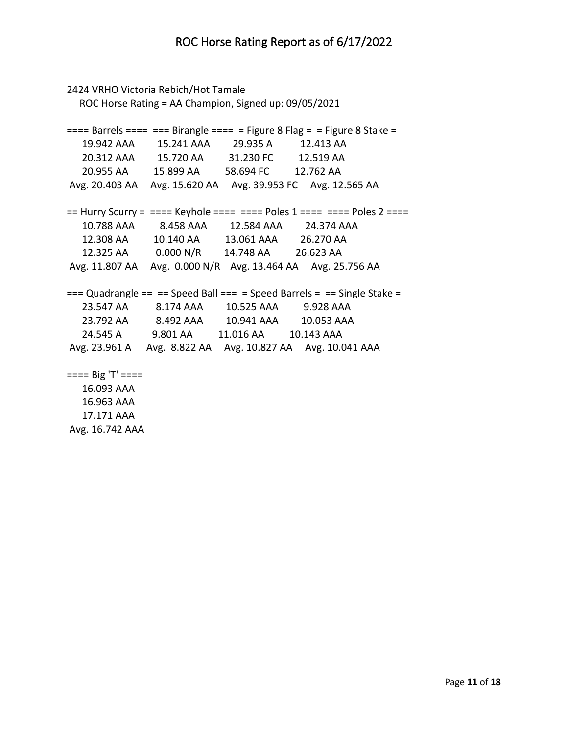# ROC Horse Rating Report as of 6/17/2022

2424 VRHO Victoria Rebich/Hot Tamale

ROC Horse Rating = AA Champion, Signed up: 09/05/2021

| Barrels | Birangle | Figure 8 Flag | Figure 8 Stake |
| --- | --- | --- | --- |
| 19.942 AAA | 15.241 AAA | 29.935 A | 12.413 AA |
| 20.312 AAA | 15.720 AA | 31.230 FC | 12.519 AA |
| 20.955 AA | 15.899 AA | 58.694 FC | 12.762 AA |
| Avg. 20.403 AA | Avg. 15.620 AA | Avg. 39.953 FC | Avg. 12.565 AA |

| Hurry Scurry | Keyhole | Poles 1 | Poles 2 |
| --- | --- | --- | --- |
| 10.788 AAA | 8.458 AAA | 12.584 AAA | 24.374 AAA |
| 12.308 AA | 10.140 AA | 13.061 AAA | 26.270 AA |
| 12.325 AA | 0.000 N/R | 14.748 AA | 26.623 AA |
| Avg. 11.807 AA | Avg. 0.000 N/R | Avg. 13.464 AA | Avg. 25.756 AA |

| Quadrangle | Speed Ball | Speed Barrels | Single Stake |
| --- | --- | --- | --- |
| 23.547 AA | 8.174 AAA | 10.525 AAA | 9.928 AAA |
| 23.792 AA | 8.492 AAA | 10.941 AAA | 10.053 AAA |
| 24.545 A | 9.801 AA | 11.016 AA | 10.143 AAA |
| Avg. 23.961 A | Avg. 8.822 AA | Avg. 10.827 AA | Avg. 10.041 AAA |

| Big 'T' |
| --- |
| 16.093 AAA |
| 16.963 AAA |
| 17.171 AAA |
| Avg. 16.742 AAA |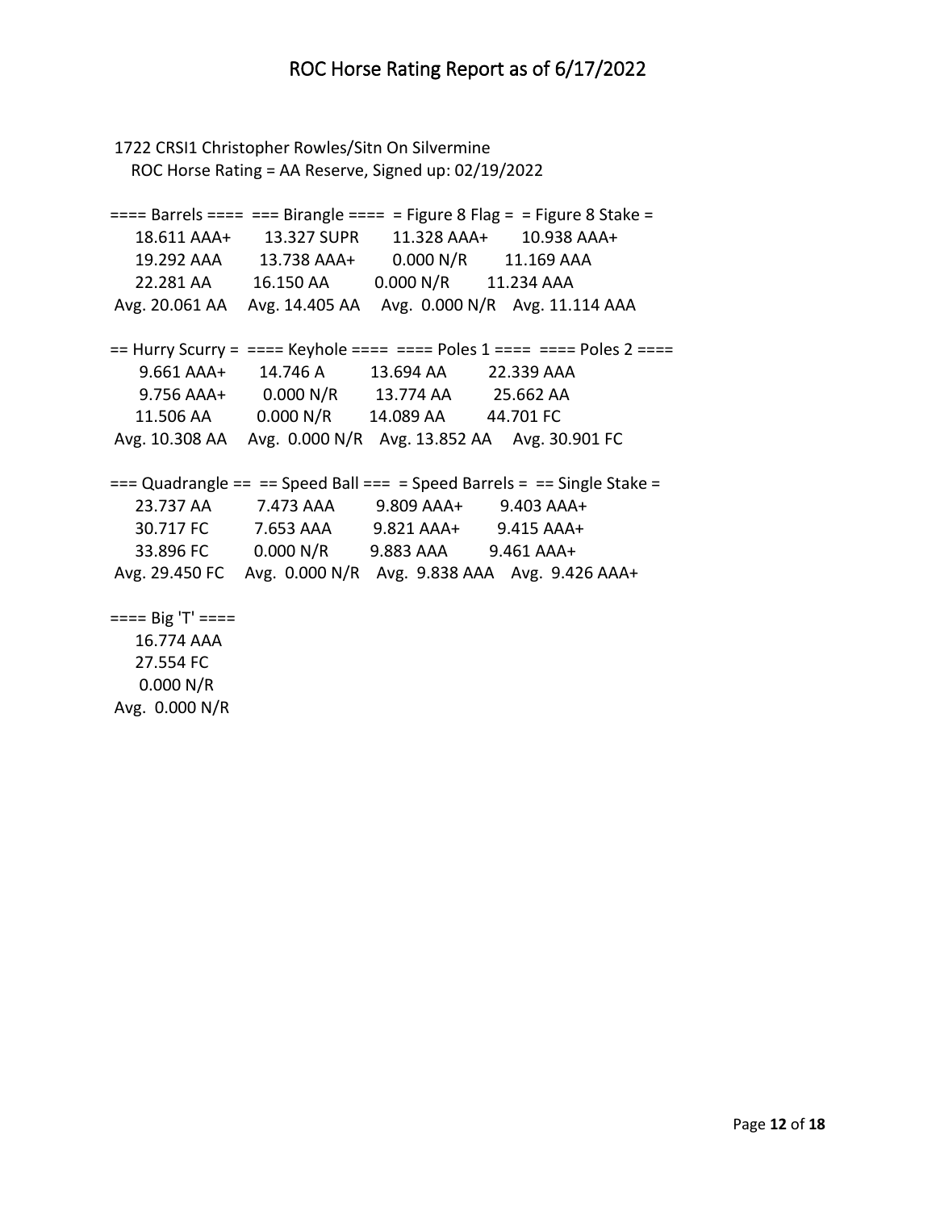# ROC Horse Rating Report as of 6/17/2022

1722 CRSI1 Christopher Rowles/Sitn On Silvermine
ROC Horse Rating = AA Reserve, Signed up: 02/19/2022

| ==== Barrels ==== | === Birangle ==== | = Figure 8 Flag = | = Figure 8 Stake = |
|---|---|---|---|
| 18.611 AAA+ | 13.327 SUPR | 11.328 AAA+ | 10.938 AAA+ |
| 19.292 AAA | 13.738 AAA+ | 0.000 N/R | 11.169 AAA |
| 22.281 AA | 16.150 AA | 0.000 N/R | 11.234 AAA |
| Avg. 20.061 AA | Avg. 14.405 AA | Avg. 0.000 N/R | Avg. 11.114 AAA |

| == Hurry Scurry = | ==== Keyhole ==== | ==== Poles 1 ==== | ==== Poles 2 ==== |
|---|---|---|---|
| 9.661 AAA+ | 14.746 A | 13.694 AA | 22.339 AAA |
| 9.756 AAA+ | 0.000 N/R | 13.774 AA | 25.662 AA |
| 11.506 AA | 0.000 N/R | 14.089 AA | 44.701 FC |
| Avg. 10.308 AA | Avg. 0.000 N/R | Avg. 13.852 AA | Avg. 30.901 FC |

| === Quadrangle == | == Speed Ball === | = Speed Barrels = | == Single Stake = |
|---|---|---|---|
| 23.737 AA | 7.473 AAA | 9.809 AAA+ | 9.403 AAA+ |
| 30.717 FC | 7.653 AAA | 9.821 AAA+ | 9.415 AAA+ |
| 33.896 FC | 0.000 N/R | 9.883 AAA | 9.461 AAA+ |
| Avg. 29.450 FC | Avg. 0.000 N/R | Avg. 9.838 AAA | Avg. 9.426 AAA+ |

| ==== Big 'T' ==== |
|---|
| 16.774 AAA |
| 27.554 FC |
| 0.000 N/R |
| Avg. 0.000 N/R |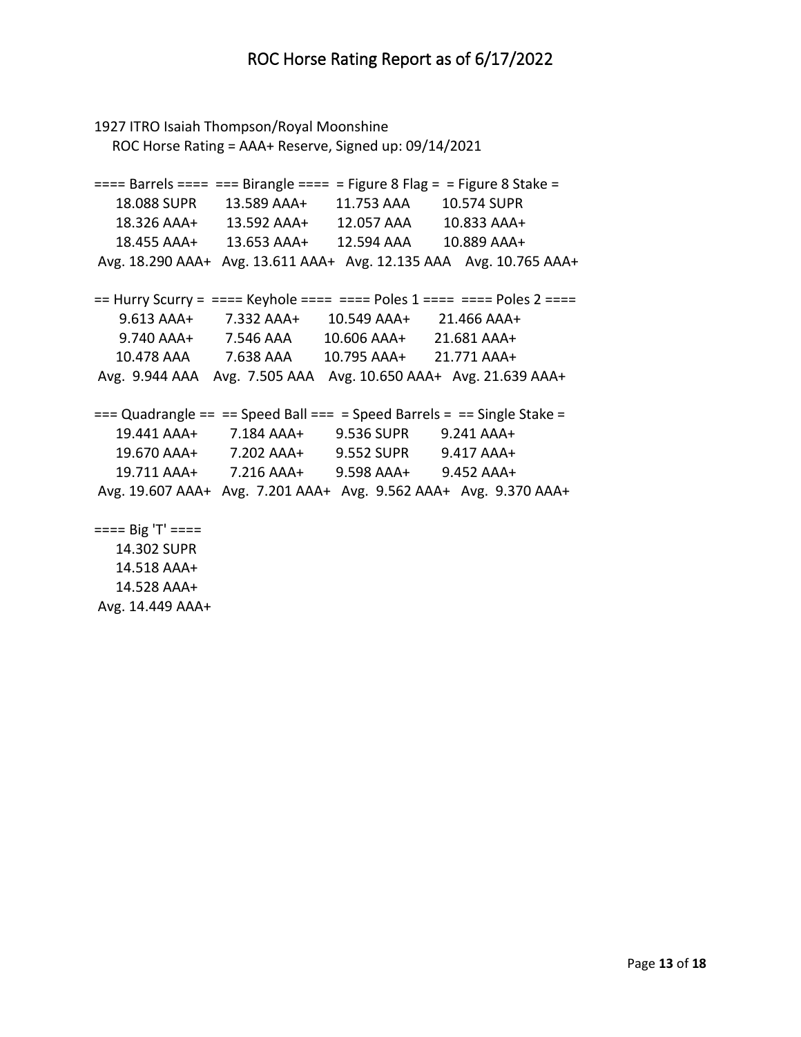1927 ITRO Isaiah Thompson/Royal Moonshine

ROC Horse Rating = AAA+ Reserve, Signed up: 09/14/2021

| Barrels | Birangle | Figure 8 Flag | Figure 8 Stake |
|---|---|---|---|
| 18.088 SUPR | 13.589 AAA+ | 11.753 AAA | 10.574 SUPR |
| 18.326 AAA+ | 13.592 AAA+ | 12.057 AAA | 10.833 AAA+ |
| 18.455 AAA+ | 13.653 AAA+ | 12.594 AAA | 10.889 AAA+ |
| Avg. 18.290 AAA+ | Avg. 13.611 AAA+ | Avg. 12.135 AAA | Avg. 10.765 AAA+ |

| Hurry Scurry | Keyhole | Poles 1 | Poles 2 |
|---|---|---|---|
| 9.613 AAA+ | 7.332 AAA+ | 10.549 AAA+ | 21.466 AAA+ |
| 9.740 AAA+ | 7.546 AAA | 10.606 AAA+ | 21.681 AAA+ |
| 10.478 AAA | 7.638 AAA | 10.795 AAA+ | 21.771 AAA+ |
| Avg. 9.944 AAA | Avg. 7.505 AAA | Avg. 10.650 AAA+ | Avg. 21.639 AAA+ |

| Quadrangle | Speed Ball | Speed Barrels | Single Stake |
|---|---|---|---|
| 19.441 AAA+ | 7.184 AAA+ | 9.536 SUPR | 9.241 AAA+ |
| 19.670 AAA+ | 7.202 AAA+ | 9.552 SUPR | 9.417 AAA+ |
| 19.711 AAA+ | 7.216 AAA+ | 9.598 AAA+ | 9.452 AAA+ |
| Avg. 19.607 AAA+ | Avg. 7.201 AAA+ | Avg. 9.562 AAA+ | Avg. 9.370 AAA+ |

| Big 'T' |
|---|
| 14.302 SUPR |
| 14.518 AAA+ |
| 14.528 AAA+ |
| Avg. 14.449 AAA+ |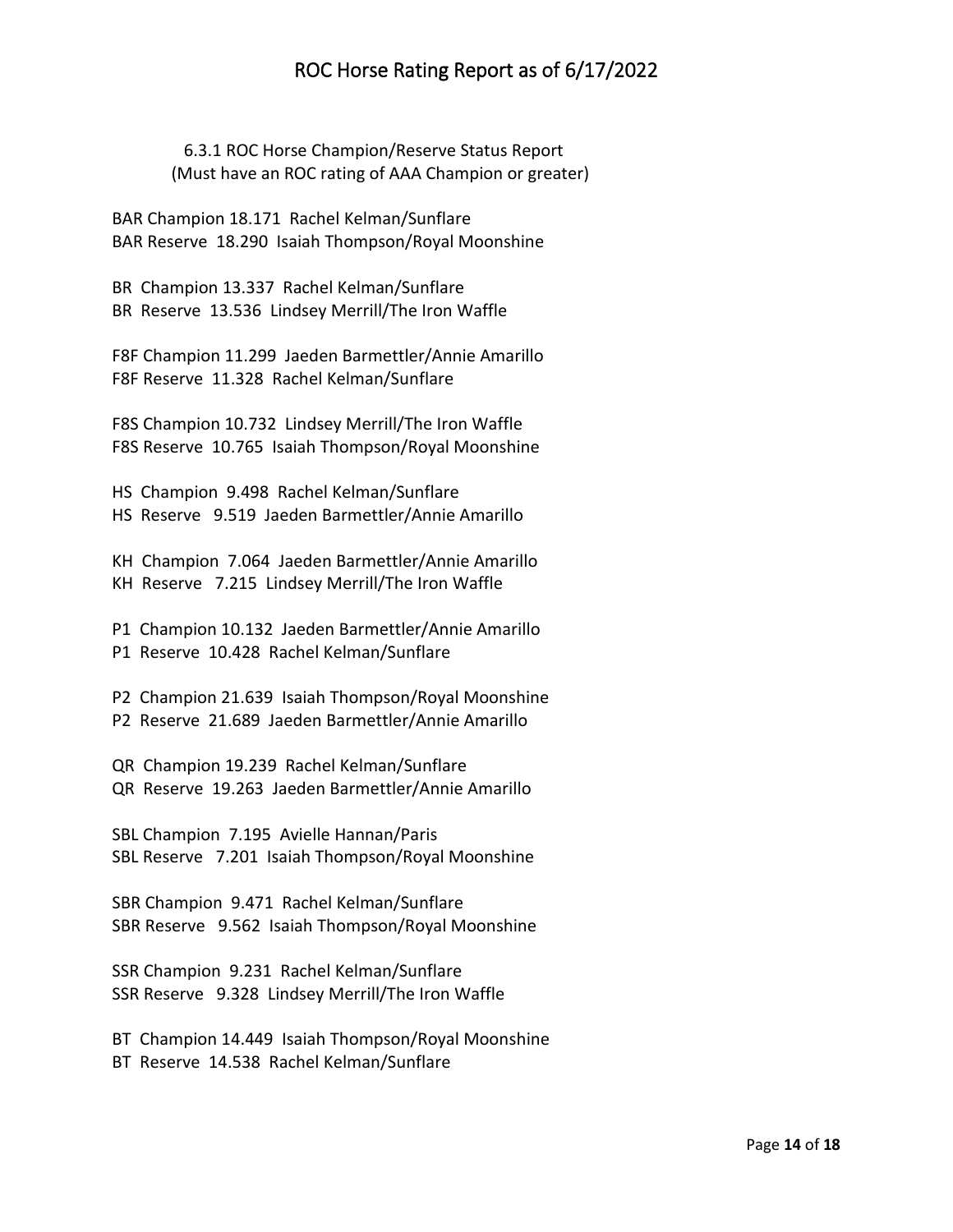6.3.1 ROC Horse Champion/Reserve Status Report
(Must have an ROC rating of AAA Champion or greater)

BAR Champion 18.171 Rachel Kelman/Sunflare
BAR Reserve 18.290 Isaiah Thompson/Royal Moonshine

BR Champion 13.337 Rachel Kelman/Sunflare
BR Reserve 13.536 Lindsey Merrill/The Iron Waffle

F8F Champion 11.299 Jaeden Barmettler/Annie Amarillo
F8F Reserve 11.328 Rachel Kelman/Sunflare

F8S Champion 10.732 Lindsey Merrill/The Iron Waffle
F8S Reserve 10.765 Isaiah Thompson/Royal Moonshine

HS Champion 9.498 Rachel Kelman/Sunflare
HS Reserve 9.519 Jaeden Barmettler/Annie Amarillo

KH Champion 7.064 Jaeden Barmettler/Annie Amarillo
KH Reserve 7.215 Lindsey Merrill/The Iron Waffle

P1 Champion 10.132 Jaeden Barmettler/Annie Amarillo
P1 Reserve 10.428 Rachel Kelman/Sunflare

P2 Champion 21.639 Isaiah Thompson/Royal Moonshine
P2 Reserve 21.689 Jaeden Barmettler/Annie Amarillo

QR Champion 19.239 Rachel Kelman/Sunflare
QR Reserve 19.263 Jaeden Barmettler/Annie Amarillo

SBL Champion 7.195 Avielle Hannan/Paris
SBL Reserve 7.201 Isaiah Thompson/Royal Moonshine

SBR Champion 9.471 Rachel Kelman/Sunflare
SBR Reserve 9.562 Isaiah Thompson/Royal Moonshine

SSR Champion 9.231 Rachel Kelman/Sunflare
SSR Reserve 9.328 Lindsey Merrill/The Iron Waffle

BT Champion 14.449 Isaiah Thompson/Royal Moonshine
BT Reserve 14.538 Rachel Kelman/Sunflare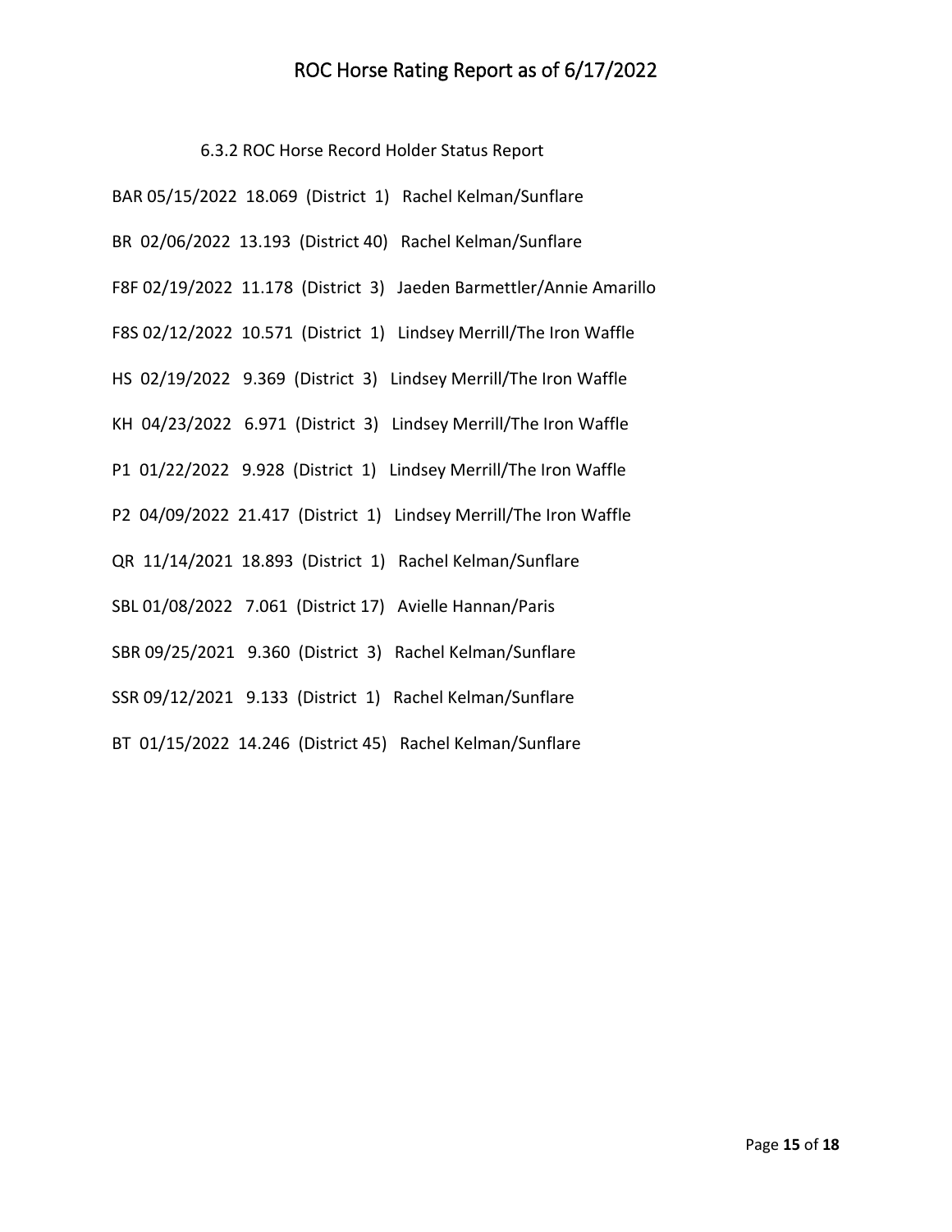6.3.2 ROC Horse Record Holder Status Report

BAR 05/15/2022 18.069 (District 1) Rachel Kelman/Sunflare

BR 02/06/2022 13.193 (District 40) Rachel Kelman/Sunflare

F8F 02/19/2022 11.178 (District 3) Jaeden Barmettler/Annie Amarillo

F8S 02/12/2022 10.571 (District 1) Lindsey Merrill/The Iron Waffle

HS 02/19/2022 9.369 (District 3) Lindsey Merrill/The Iron Waffle

KH 04/23/2022 6.971 (District 3) Lindsey Merrill/The Iron Waffle

P1 01/22/2022 9.928 (District 1) Lindsey Merrill/The Iron Waffle

P2 04/09/2022 21.417 (District 1) Lindsey Merrill/The Iron Waffle

QR 11/14/2021 18.893 (District 1) Rachel Kelman/Sunflare

SBL 01/08/2022 7.061 (District 17) Avielle Hannan/Paris

SBR 09/25/2021 9.360 (District 3) Rachel Kelman/Sunflare

SSR 09/12/2021 9.133 (District 1) Rachel Kelman/Sunflare

BT 01/15/2022 14.246 (District 45) Rachel Kelman/Sunflare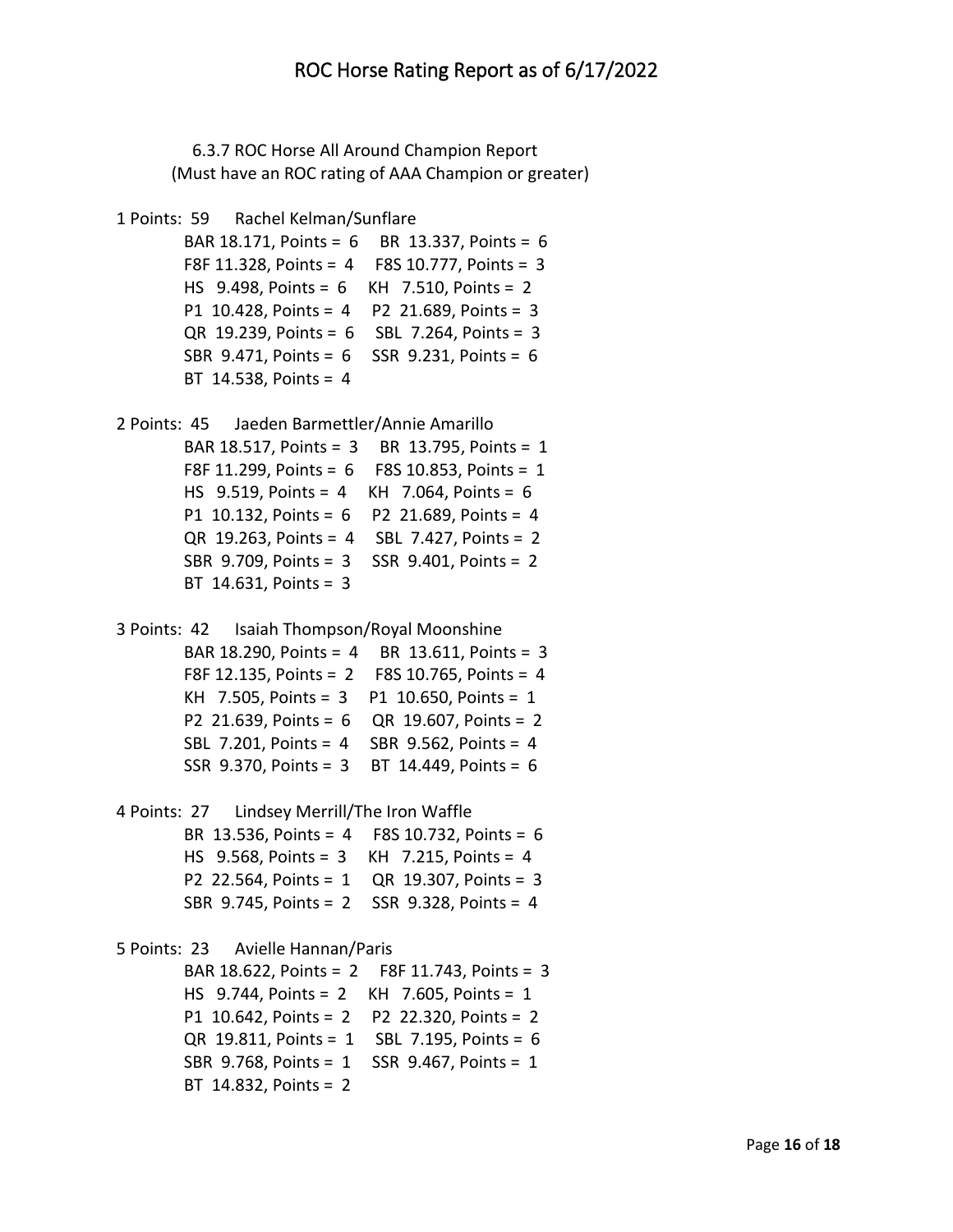# ROC Horse Rating Report as of 6/17/2022

6.3.7 ROC Horse All Around Champion Report
(Must have an ROC rating of AAA Champion or greater)

1 Points: 59 Rachel Kelman/Sunflare
BAR 18.171, Points = 6 BR 13.337, Points = 6
F8F 11.328, Points = 4 F8S 10.777, Points = 3
HS 9.498, Points = 6 KH 7.510, Points = 2
P1 10.428, Points = 4 P2 21.689, Points = 3
QR 19.239, Points = 6 SBL 7.264, Points = 3
SBR 9.471, Points = 6 SSR 9.231, Points = 6
BT 14.538, Points = 4

2 Points: 45 Jaeden Barmettler/Annie Amarillo
BAR 18.517, Points = 3 BR 13.795, Points = 1
F8F 11.299, Points = 6 F8S 10.853, Points = 1
HS 9.519, Points = 4 KH 7.064, Points = 6
P1 10.132, Points = 6 P2 21.689, Points = 4
QR 19.263, Points = 4 SBL 7.427, Points = 2
SBR 9.709, Points = 3 SSR 9.401, Points = 2
BT 14.631, Points = 3

3 Points: 42 Isaiah Thompson/Royal Moonshine
BAR 18.290, Points = 4 BR 13.611, Points = 3
F8F 12.135, Points = 2 F8S 10.765, Points = 4
KH 7.505, Points = 3 P1 10.650, Points = 1
P2 21.639, Points = 6 QR 19.607, Points = 2
SBL 7.201, Points = 4 SBR 9.562, Points = 4
SSR 9.370, Points = 3 BT 14.449, Points = 6

4 Points: 27 Lindsey Merrill/The Iron Waffle
BR 13.536, Points = 4 F8S 10.732, Points = 6
HS 9.568, Points = 3 KH 7.215, Points = 4
P2 22.564, Points = 1 QR 19.307, Points = 3
SBR 9.745, Points = 2 SSR 9.328, Points = 4

5 Points: 23 Avielle Hannan/Paris
BAR 18.622, Points = 2 F8F 11.743, Points = 3
HS 9.744, Points = 2 KH 7.605, Points = 1
P1 10.642, Points = 2 P2 22.320, Points = 2
QR 19.811, Points = 1 SBL 7.195, Points = 6
SBR 9.768, Points = 1 SSR 9.467, Points = 1
BT 14.832, Points = 2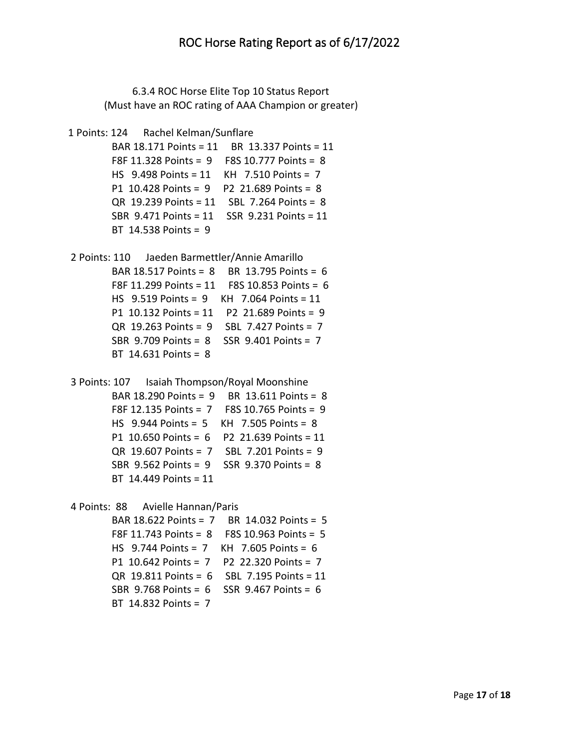6.3.4 ROC Horse Elite Top 10 Status Report
(Must have an ROC rating of AAA Champion or greater)

1 Points: 124 Rachel Kelman/Sunflare

BAR 18.171 Points = 11 BR 13.337 Points = 11
F8F 11.328 Points = 9 F8S 10.777 Points = 8
HS 9.498 Points = 11 KH 7.510 Points = 7
P1 10.428 Points = 9 P2 21.689 Points = 8
QR 19.239 Points = 11 SBL 7.264 Points = 8
SBR 9.471 Points = 11 SSR 9.231 Points = 11
BT 14.538 Points = 9

2 Points: 110 Jaeden Barmettler/Annie Amarillo

BAR 18.517 Points = 8 BR 13.795 Points = 6
F8F 11.299 Points = 11 F8S 10.853 Points = 6
HS 9.519 Points = 9 KH 7.064 Points = 11
P1 10.132 Points = 11 P2 21.689 Points = 9
QR 19.263 Points = 9 SBL 7.427 Points = 7
SBR 9.709 Points = 8 SSR 9.401 Points = 7
BT 14.631 Points = 8

3 Points: 107 Isaiah Thompson/Royal Moonshine

BAR 18.290 Points = 9 BR 13.611 Points = 8
F8F 12.135 Points = 7 F8S 10.765 Points = 9
HS 9.944 Points = 5 KH 7.505 Points = 8
P1 10.650 Points = 6 P2 21.639 Points = 11
QR 19.607 Points = 7 SBL 7.201 Points = 9
SBR 9.562 Points = 9 SSR 9.370 Points = 8
BT 14.449 Points = 11

4 Points: 88 Avielle Hannan/Paris

BAR 18.622 Points = 7 BR 14.032 Points = 5
F8F 11.743 Points = 8 F8S 10.963 Points = 5
HS 9.744 Points = 7 KH 7.605 Points = 6
P1 10.642 Points = 7 P2 22.320 Points = 7
QR 19.811 Points = 6 SBL 7.195 Points = 11
SBR 9.768 Points = 6 SSR 9.467 Points = 6
BT 14.832 Points = 7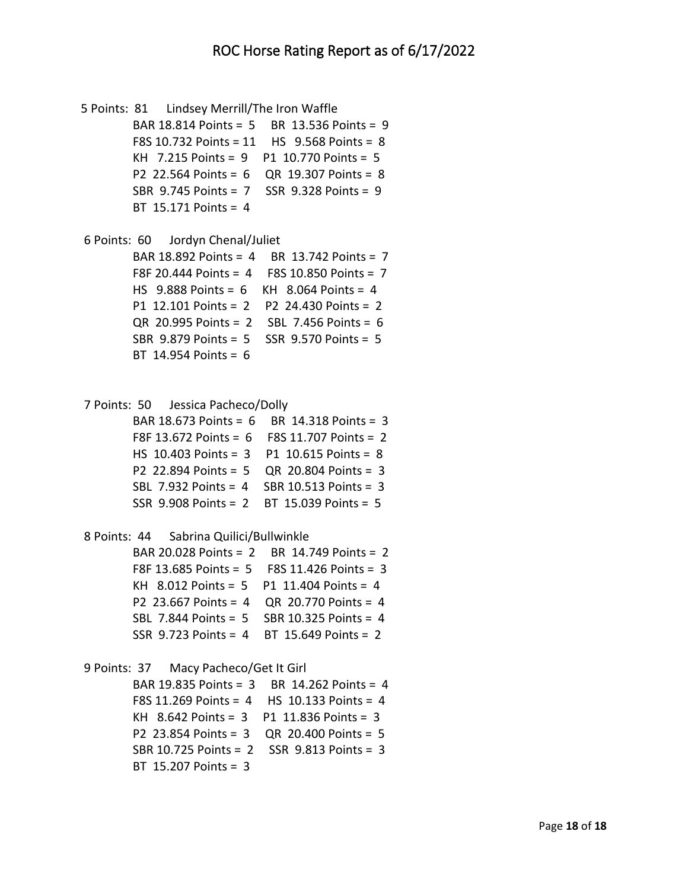# ROC Horse Rating Report as of 6/17/2022

5 Points: 81 Lindsey Merrill/The Iron Waffle

BAR 18.814 Points = 5 BR 13.536 Points = 9
F8S 10.732 Points = 11 HS 9.568 Points = 8
KH 7.215 Points = 9 P1 10.770 Points = 5
P2 22.564 Points = 6 QR 19.307 Points = 8
SBR 9.745 Points = 7 SSR 9.328 Points = 9
BT 15.171 Points = 4

6 Points: 60 Jordyn Chenal/Juliet

BAR 18.892 Points = 4 BR 13.742 Points = 7
F8F 20.444 Points = 4 F8S 10.850 Points = 7
HS 9.888 Points = 6 KH 8.064 Points = 4
P1 12.101 Points = 2 P2 24.430 Points = 2
QR 20.995 Points = 2 SBL 7.456 Points = 6
SBR 9.879 Points = 5 SSR 9.570 Points = 5
BT 14.954 Points = 6

7 Points: 50 Jessica Pacheco/Dolly

BAR 18.673 Points = 6 BR 14.318 Points = 3
F8F 13.672 Points = 6 F8S 11.707 Points = 2
HS 10.403 Points = 3 P1 10.615 Points = 8
P2 22.894 Points = 5 QR 20.804 Points = 3
SBL 7.932 Points = 4 SBR 10.513 Points = 3
SSR 9.908 Points = 2 BT 15.039 Points = 5

8 Points: 44 Sabrina Quilici/Bullwinkle

BAR 20.028 Points = 2 BR 14.749 Points = 2
F8F 13.685 Points = 5 F8S 11.426 Points = 3
KH 8.012 Points = 5 P1 11.404 Points = 4
P2 23.667 Points = 4 QR 20.770 Points = 4
SBL 7.844 Points = 5 SBR 10.325 Points = 4
SSR 9.723 Points = 4 BT 15.649 Points = 2

9 Points: 37 Macy Pacheco/Get It Girl

BAR 19.835 Points = 3 BR 14.262 Points = 4
F8S 11.269 Points = 4 HS 10.133 Points = 4
KH 8.642 Points = 3 P1 11.836 Points = 3
P2 23.854 Points = 3 QR 20.400 Points = 5
SBR 10.725 Points = 2 SSR 9.813 Points = 3
BT 15.207 Points = 3